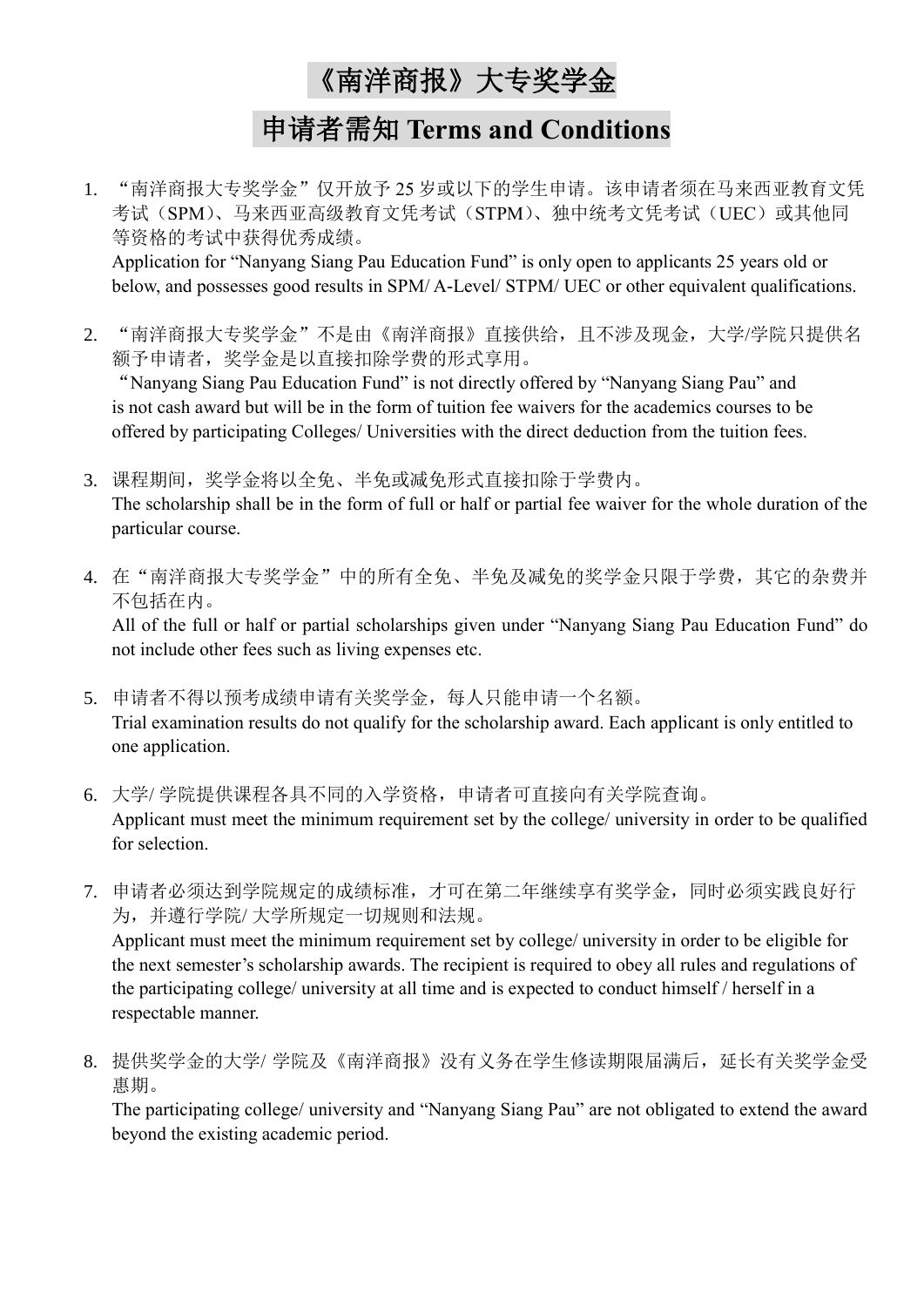# 《南洋商报》大专奖学金

## 申请者需知 Terms and Conditions

1. “南洋商报大专奖学金”仅开放予 25 岁或以下的学生申请。该申请者须在马来西亚教育文凭考试（SPM）、马来西亚高级教育文凭考试（STPM）、独中统考文凭考试（UEC）或其他同等资格的考试中获得优秀成绩。
   Application for “Nanyang Siang Pau Education Fund” is only open to applicants 25 years old or below, and possesses good results in SPM/ A-Level/ STPM/ UEC or other equivalent qualifications.

2. “南洋商报大专奖学金”不是由《南洋商报》直接供给，且不涉及现金，大学/学院只提供名额予申请者，奖学金是以直接扣除学费的形式享用。
   “Nanyang Siang Pau Education Fund” is not directly offered by “Nanyang Siang Pau” and is not cash award but will be in the form of tuition fee waivers for the academics courses to be offered by participating Colleges/ Universities with the direct deduction from the tuition fees.

3. 课程期间，奖学金将以全免、半免或减免形式直接扣除于学费内。
   The scholarship shall be in the form of full or half or partial fee waiver for the whole duration of the particular course.

4. 在“南洋商报大专奖学金”中的所有全免、半免及减免的奖学金只限于学费，其它的杂费并不包括在内。
   All of the full or half or partial scholarships given under “Nanyang Siang Pau Education Fund” do not include other fees such as living expenses etc.

5. 申请者不得以预考成绩申请有关奖学金，每人只能申请一个名额。
   Trial examination results do not qualify for the scholarship award. Each applicant is only entitled to one application.

6. 大学/ 学院提供课程各具不同的入学资格，申请者可直接向有关学院查询。
   Applicant must meet the minimum requirement set by the college/ university in order to be qualified for selection.

7. 申请者必须达到学院规定的成绩标准，才可在第二年继续享有奖学金，同时必须实践良好行为，并遵行学院/ 大学所规定一切规则和法规。
   Applicant must meet the minimum requirement set by college/ university in order to be eligible for the next semester’s scholarship awards. The recipient is required to obey all rules and regulations of the participating college/ university at all time and is expected to conduct himself / herself in a respectable manner.

8. 提供奖学金的大学/ 学院及《南洋商报》没有义务在学生修读期限届满后，延长有关奖学金受惠期。
   The participating college/ university and “Nanyang Siang Pau” are not obligated to extend the award beyond the existing academic period.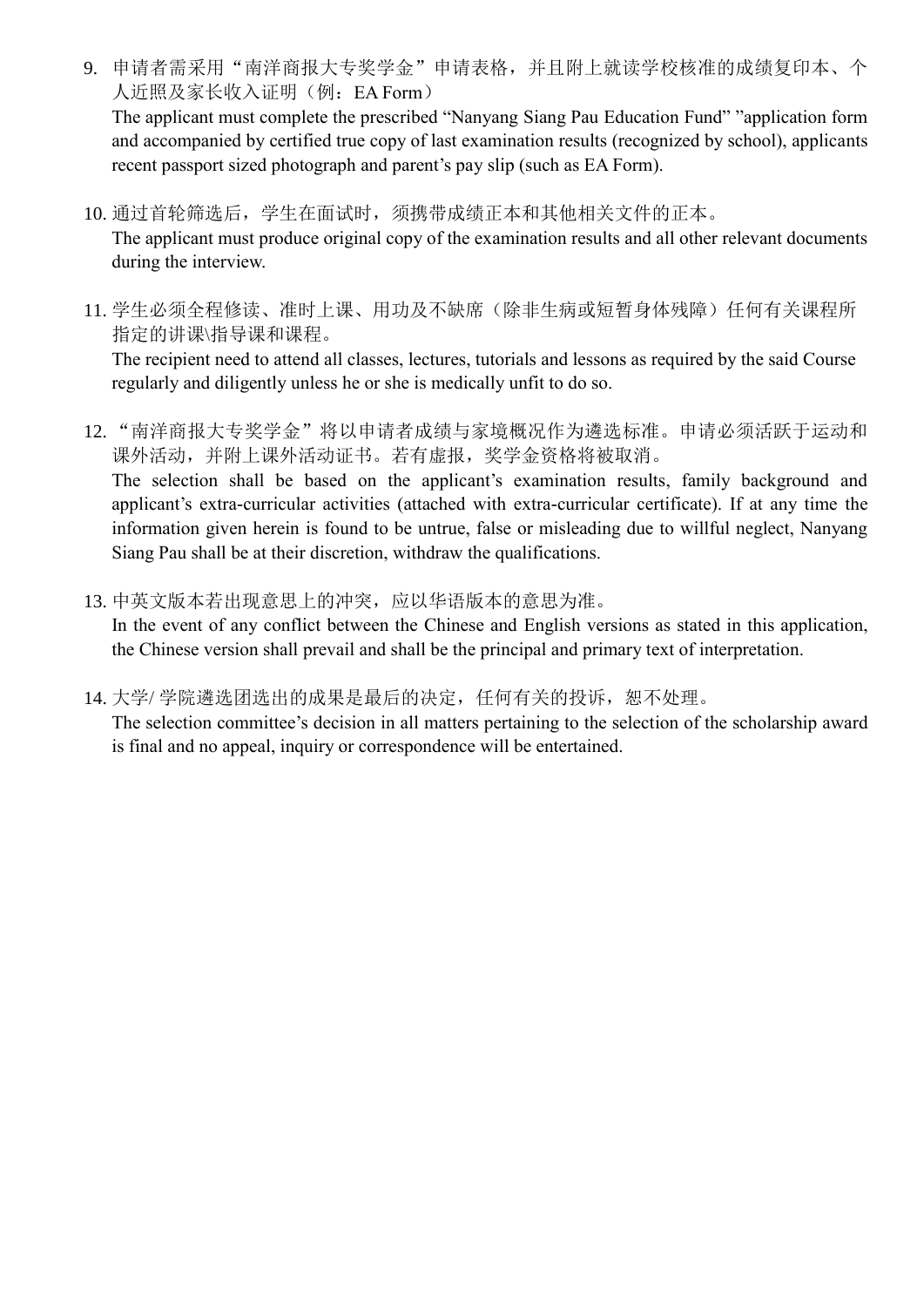9. 申请者需采用“南洋商报大专奖学金”申请表格，并且附上就读学校核准的成绩复印本、个人近照及家长收入证明（例：EA Form）
   The applicant must complete the prescribed “Nanyang Siang Pau Education Fund” ”application form and accompanied by certified true copy of last examination results (recognized by school), applicants recent passport sized photograph and parent’s pay slip (such as EA Form).

10. 通过首轮筛选后，学生在面试时，须携带成绩正本和其他相关文件的正本。
    The applicant must produce original copy of the examination results and all other relevant documents during the interview.

11. 学生必须全程修读、准时上课、用功及不缺席（除非生病或短暂身体残障）任何有关课程所指定的讲课\指导课和课程。
    The recipient need to attend all classes, lectures, tutorials and lessons as required by the said Course regularly and diligently unless he or she is medically unfit to do so.

12. “南洋商报大专奖学金”将以申请者成绩与家境概况作为遴选标准。申请必须活跃于运动和课外活动，并附上课外活动证书。若有虚报，奖学金资格将被取消。
    The selection shall be based on the applicant’s examination results, family background and applicant’s extra-curricular activities (attached with extra-curricular certificate). If at any time the information given herein is found to be untrue, false or misleading due to willful neglect, Nanyang Siang Pau shall be at their discretion, withdraw the qualifications.

13. 中英文版本若出现意思上的冲突，应以华语版本的意思为准。
    In the event of any conflict between the Chinese and English versions as stated in this application, the Chinese version shall prevail and shall be the principal and primary text of interpretation.

14. 大学/ 学院遴选团选出的成果是最后的决定，任何有关的投诉，恕不处理。
    The selection committee’s decision in all matters pertaining to the selection of the scholarship award is final and no appeal, inquiry or correspondence will be entertained.